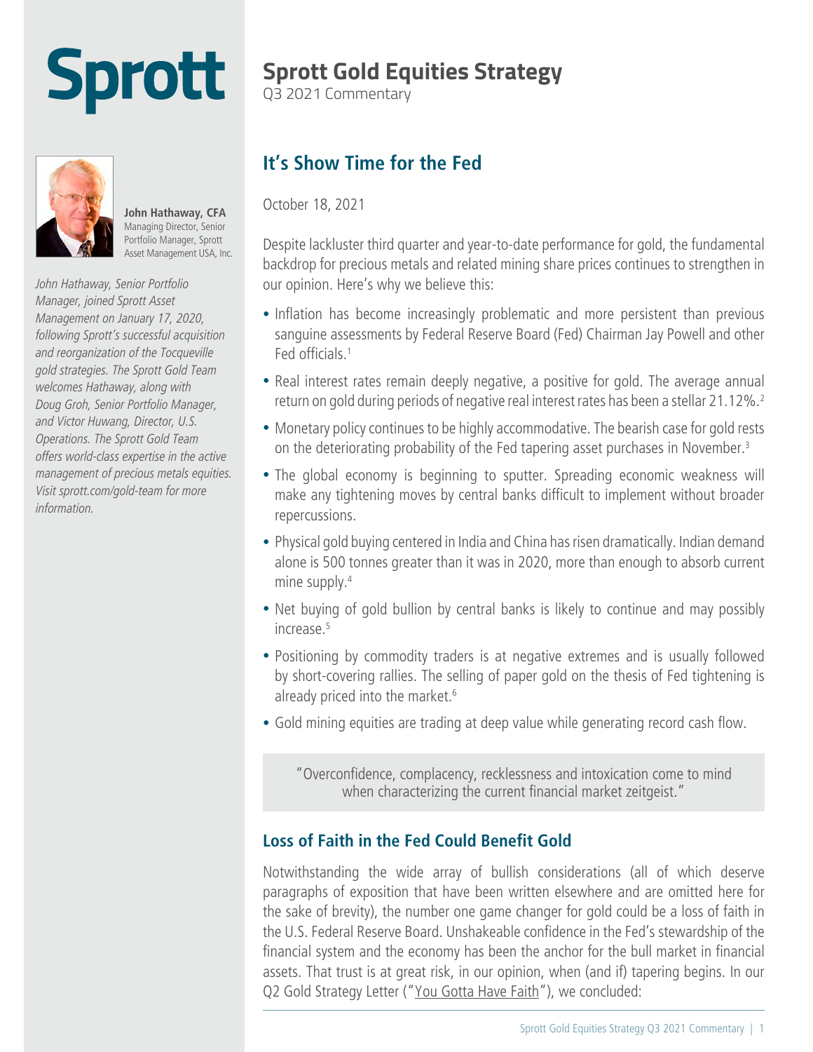# Sprott

## Sprott Gold Equities Strategy

Q3 2021 Commentary

**John Hathaway, CFA**
Managing Director, Senior Portfolio Manager, Sprott Asset Management USA, Inc.

*John Hathaway, Senior Portfolio Manager, joined Sprott Asset Management on January 17, 2020, following Sprott's successful acquisition and reorganization of the Tocqueville gold strategies. The Sprott Gold Team welcomes Hathaway, along with Doug Groh, Senior Portfolio Manager, and Victor Huwang, Director, U.S. Operations. The Sprott Gold Team offers world-class expertise in the active management of precious metals equities. Visit sprott.com/gold-team for more information.*

## It's Show Time for the Fed

October 18, 2021

Despite lackluster third quarter and year-to-date performance for gold, the fundamental backdrop for precious metals and related mining share prices continues to strengthen in our opinion. Here's why we believe this:

- Inflation has become increasingly problematic and more persistent than previous sanguine assessments by Federal Reserve Board (Fed) Chairman Jay Powell and other Fed officials.[1]
- Real interest rates remain deeply negative, a positive for gold. The average annual return on gold during periods of negative real interest rates has been a stellar 21.12%.[2]
- Monetary policy continues to be highly accommodative. The bearish case for gold rests on the deteriorating probability of the Fed tapering asset purchases in November.[3]
- The global economy is beginning to sputter. Spreading economic weakness will make any tightening moves by central banks difficult to implement without broader repercussions.
- Physical gold buying centered in India and China has risen dramatically. Indian demand alone is 500 tonnes greater than it was in 2020, more than enough to absorb current mine supply.[4]
- Net buying of gold bullion by central banks is likely to continue and may possibly increase.[5]
- Positioning by commodity traders is at negative extremes and is usually followed by short-covering rallies. The selling of paper gold on the thesis of Fed tightening is already priced into the market.[6]
- Gold mining equities are trading at deep value while generating record cash flow.

> "Overconfidence, complacency, recklessness and intoxication come to mind when characterizing the current financial market zeitgeist."

### Loss of Faith in the Fed Could Benefit Gold

Notwithstanding the wide array of bullish considerations (all of which deserve paragraphs of exposition that have been written elsewhere and are omitted here for the sake of brevity), the number one game changer for gold could be a loss of faith in the U.S. Federal Reserve Board. Unshakeable confidence in the Fed's stewardship of the financial system and the economy has been the anchor for the bull market in financial assets. That trust is at great risk, in our opinion, when (and if) tapering begins. In our Q2 Gold Strategy Letter ("You Gotta Have Faith"), we concluded: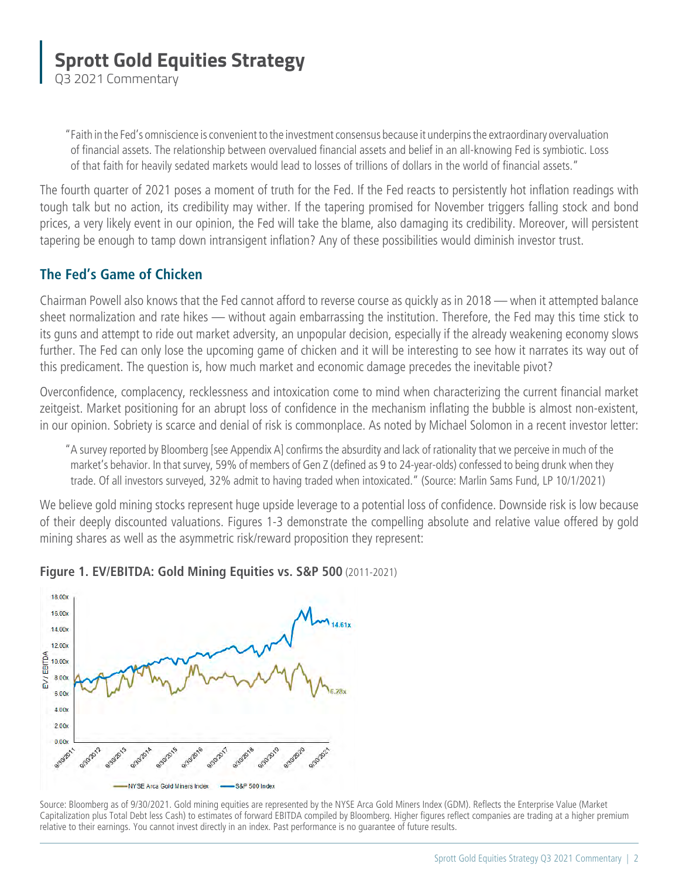# Sprott Gold Equities Strategy

Q3 2021 Commentary

> "Faith in the Fed's omniscience is convenient to the investment consensus because it underpins the extraordinary overvaluation of financial assets. The relationship between overvalued financial assets and belief in an all-knowing Fed is symbiotic. Loss of that faith for heavily sedated markets would lead to losses of trillions of dollars in the world of financial assets."

The fourth quarter of 2021 poses a moment of truth for the Fed. If the Fed reacts to persistently hot inflation readings with tough talk but no action, its credibility may wither. If the tapering promised for November triggers falling stock and bond prices, a very likely event in our opinion, the Fed will take the blame, also damaging its credibility. Moreover, will persistent tapering be enough to tamp down intransigent inflation? Any of these possibilities would diminish investor trust.

## The Fed's Game of Chicken

Chairman Powell also knows that the Fed cannot afford to reverse course as quickly as in 2018 — when it attempted balance sheet normalization and rate hikes — without again embarrassing the institution. Therefore, the Fed may this time stick to its guns and attempt to ride out market adversity, an unpopular decision, especially if the already weakening economy slows further. The Fed can only lose the upcoming game of chicken and it will be interesting to see how it narrates its way out of this predicament. The question is, how much market and economic damage precedes the inevitable pivot?

Overconfidence, complacency, recklessness and intoxication come to mind when characterizing the current financial market zeitgeist. Market positioning for an abrupt loss of confidence in the mechanism inflating the bubble is almost non-existent, in our opinion. Sobriety is scarce and denial of risk is commonplace. As noted by Michael Solomon in a recent investor letter:

> "A survey reported by Bloomberg [see Appendix A] confirms the absurdity and lack of rationality that we perceive in much of the market's behavior. In that survey, 59% of members of Gen Z (defined as 9 to 24-year-olds) confessed to being drunk when they trade. Of all investors surveyed, 32% admit to having traded when intoxicated." (Source: Marlin Sams Fund, LP 10/1/2021)

We believe gold mining stocks represent huge upside leverage to a potential loss of confidence. Downside risk is low because of their deeply discounted valuations. Figures 1-3 demonstrate the compelling absolute and relative value offered by gold mining shares as well as the asymmetric risk/reward proposition they represent:

**Figure 1. EV/EBITDA: Gold Mining Equities vs. S&P 500** (2011-2021)

Source: Bloomberg as of 9/30/2021. Gold mining equities are represented by the NYSE Arca Gold Miners Index (GDM). Reflects the Enterprise Value (Market Capitalization plus Total Debt less Cash) to estimates of forward EBITDA compiled by Bloomberg. Higher figures reflect companies are trading at a higher premium relative to their earnings. You cannot invest directly in an index. Past performance is no guarantee of future results.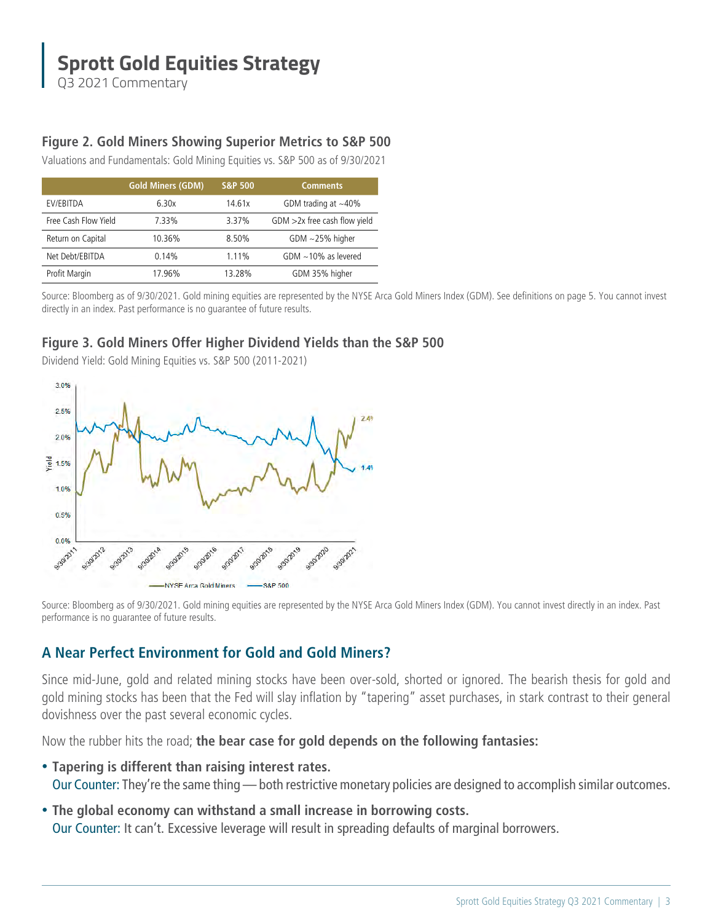## Figure 2. Gold Miners Showing Superior Metrics to S&P 500

Valuations and Fundamentals: Gold Mining Equities vs. S&P 500 as of 9/30/2021

| | Gold Miners (GDM) | S&P 500 | Comments |
|---|---|---|---|
| EV/EBITDA | 6.30x | 14.61x | GDM trading at ~40% |
| Free Cash Flow Yield | 7.33% | 3.37% | GDM >2x free cash flow yield |
| Return on Capital | 10.36% | 8.50% | GDM ~25% higher |
| Net Debt/EBITDA | 0.14% | 1.11% | GDM ~10% as levered |
| Profit Margin | 17.96% | 13.28% | GDM 35% higher |

Source: Bloomberg as of 9/30/2021. Gold mining equities are represented by the NYSE Arca Gold Miners Index (GDM). See definitions on page 5. You cannot invest directly in an index. Past performance is no guarantee of future results.

## Figure 3. Gold Miners Offer Higher Dividend Yields than the S&P 500

Dividend Yield: Gold Mining Equities vs. S&P 500 (2011-2021)

Source: Bloomberg as of 9/30/2021. Gold mining equities are represented by the NYSE Arca Gold Miners Index (GDM). You cannot invest directly in an index. Past performance is no guarantee of future results.

## A Near Perfect Environment for Gold and Gold Miners?

Since mid-June, gold and related mining stocks have been over-sold, shorted or ignored. The bearish thesis for gold and gold mining stocks has been that the Fed will slay inflation by "tapering" asset purchases, in stark contrast to their general dovishness over the past several economic cycles.

Now the rubber hits the road; **the bear case for gold depends on the following fantasies:**

- **Tapering is different than raising interest rates.**
  Our Counter: They're the same thing — both restrictive monetary policies are designed to accomplish similar outcomes.
- **The global economy can withstand a small increase in borrowing costs.**
  Our Counter: It can't. Excessive leverage will result in spreading defaults of marginal borrowers.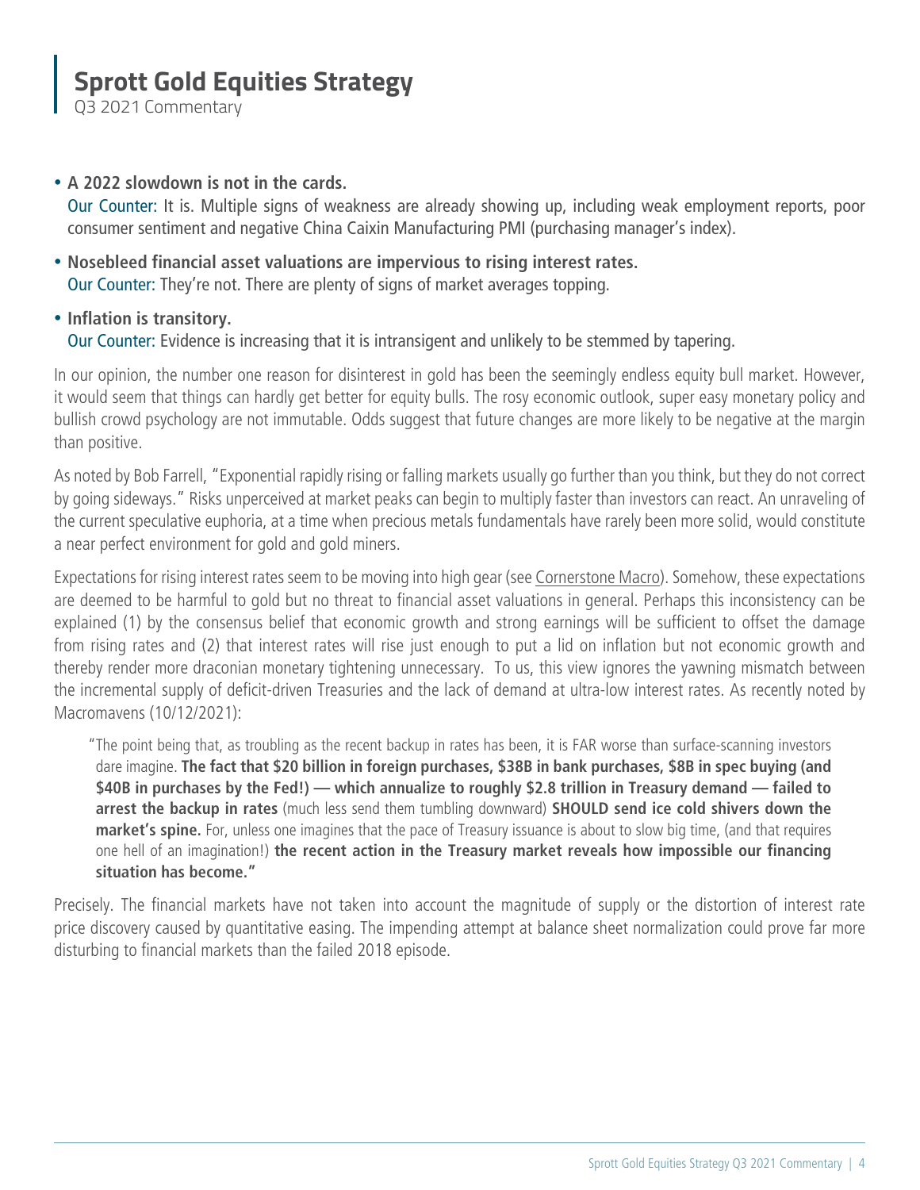- **A 2022 slowdown is not in the cards.**
  Our Counter: It is. Multiple signs of weakness are already showing up, including weak employment reports, poor consumer sentiment and negative China Caixin Manufacturing PMI (purchasing manager's index).
- **Nosebleed financial asset valuations are impervious to rising interest rates.**
  Our Counter: They're not. There are plenty of signs of market averages topping.
- **Inflation is transitory.**
  Our Counter: Evidence is increasing that it is intransigent and unlikely to be stemmed by tapering.

In our opinion, the number one reason for disinterest in gold has been the seemingly endless equity bull market. However, it would seem that things can hardly get better for equity bulls. The rosy economic outlook, super easy monetary policy and bullish crowd psychology are not immutable. Odds suggest that future changes are more likely to be negative at the margin than positive.

As noted by Bob Farrell, "Exponential rapidly rising or falling markets usually go further than you think, but they do not correct by going sideways." Risks unperceived at market peaks can begin to multiply faster than investors can react. An unraveling of the current speculative euphoria, at a time when precious metals fundamentals have rarely been more solid, would constitute a near perfect environment for gold and gold miners.

Expectations for rising interest rates seem to be moving into high gear (see Cornerstone Macro). Somehow, these expectations are deemed to be harmful to gold but no threat to financial asset valuations in general. Perhaps this inconsistency can be explained (1) by the consensus belief that economic growth and strong earnings will be sufficient to offset the damage from rising rates and (2) that interest rates will rise just enough to put a lid on inflation but not economic growth and thereby render more draconian monetary tightening unnecessary. To us, this view ignores the yawning mismatch between the incremental supply of deficit-driven Treasuries and the lack of demand at ultra-low interest rates. As recently noted by Macromavens (10/12/2021):

> "The point being that, as troubling as the recent backup in rates has been, it is FAR worse than surface-scanning investors dare imagine. **The fact that $20 billion in foreign purchases, $38B in bank purchases, $8B in spec buying (and $40B in purchases by the Fed!) — which annualize to roughly $2.8 trillion in Treasury demand — failed to arrest the backup in rates** (much less send them tumbling downward) **SHOULD send ice cold shivers down the market's spine.** For, unless one imagines that the pace of Treasury issuance is about to slow big time, (and that requires one hell of an imagination!) **the recent action in the Treasury market reveals how impossible our financing situation has become."**

Precisely. The financial markets have not taken into account the magnitude of supply or the distortion of interest rate price discovery caused by quantitative easing. The impending attempt at balance sheet normalization could prove far more disturbing to financial markets than the failed 2018 episode.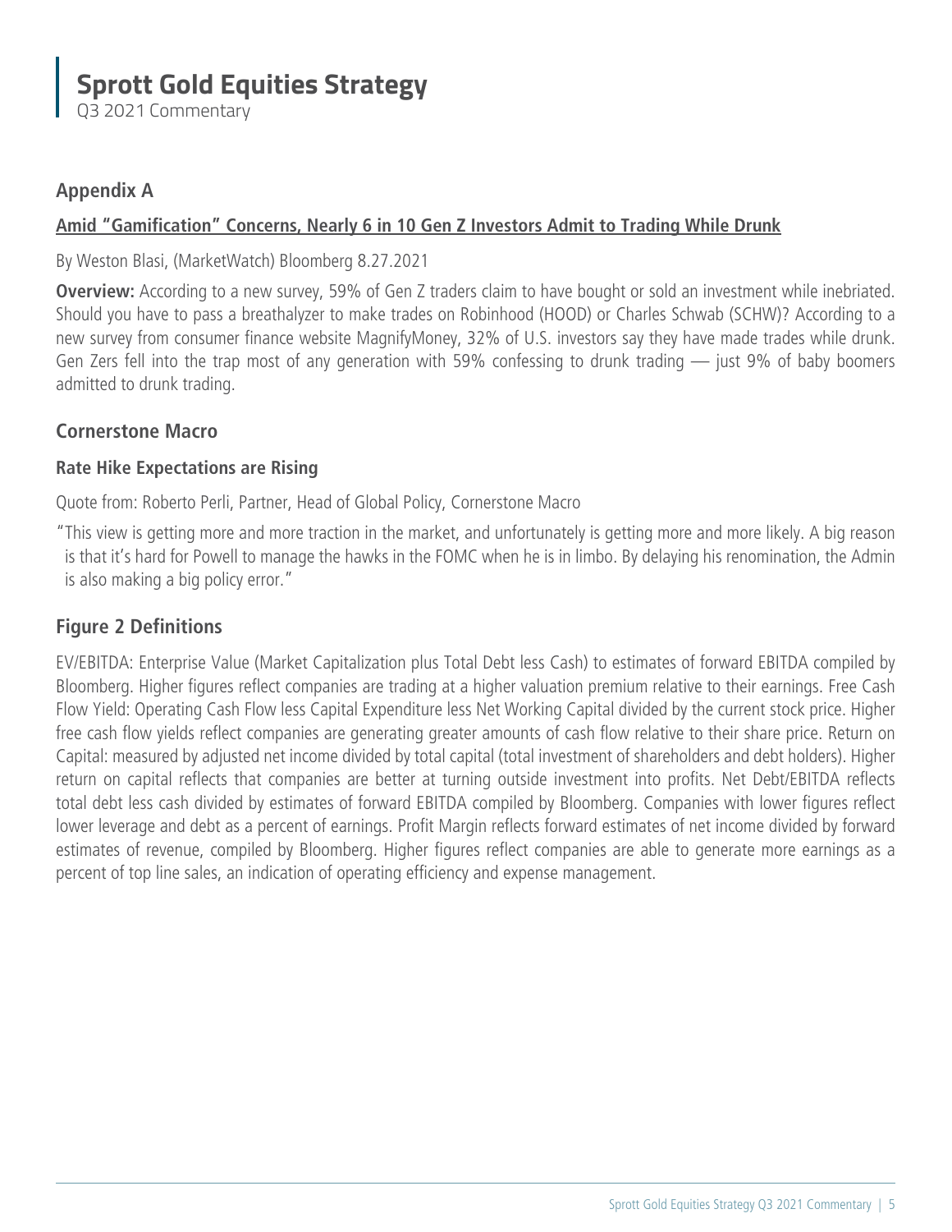## Appendix A

### Amid "Gamification" Concerns, Nearly 6 in 10 Gen Z Investors Admit to Trading While Drunk

By Weston Blasi, (MarketWatch) Bloomberg 8.27.2021

**Overview:** According to a new survey, 59% of Gen Z traders claim to have bought or sold an investment while inebriated. Should you have to pass a breathalyzer to make trades on Robinhood (HOOD) or Charles Schwab (SCHW)? According to a new survey from consumer finance website MagnifyMoney, 32% of U.S. investors say they have made trades while drunk. Gen Zers fell into the trap most of any generation with 59% confessing to drunk trading — just 9% of baby boomers admitted to drunk trading.

## Cornerstone Macro

### Rate Hike Expectations are Rising

Quote from: Roberto Perli, Partner, Head of Global Policy, Cornerstone Macro

"This view is getting more and more traction in the market, and unfortunately is getting more and more likely. A big reason is that it's hard for Powell to manage the hawks in the FOMC when he is in limbo. By delaying his renomination, the Admin is also making a big policy error."

## Figure 2 Definitions

EV/EBITDA: Enterprise Value (Market Capitalization plus Total Debt less Cash) to estimates of forward EBITDA compiled by Bloomberg. Higher figures reflect companies are trading at a higher valuation premium relative to their earnings. Free Cash Flow Yield: Operating Cash Flow less Capital Expenditure less Net Working Capital divided by the current stock price. Higher free cash flow yields reflect companies are generating greater amounts of cash flow relative to their share price. Return on Capital: measured by adjusted net income divided by total capital (total investment of shareholders and debt holders). Higher return on capital reflects that companies are better at turning outside investment into profits. Net Debt/EBITDA reflects total debt less cash divided by estimates of forward EBITDA compiled by Bloomberg. Companies with lower figures reflect lower leverage and debt as a percent of earnings. Profit Margin reflects forward estimates of net income divided by forward estimates of revenue, compiled by Bloomberg. Higher figures reflect companies are able to generate more earnings as a percent of top line sales, an indication of operating efficiency and expense management.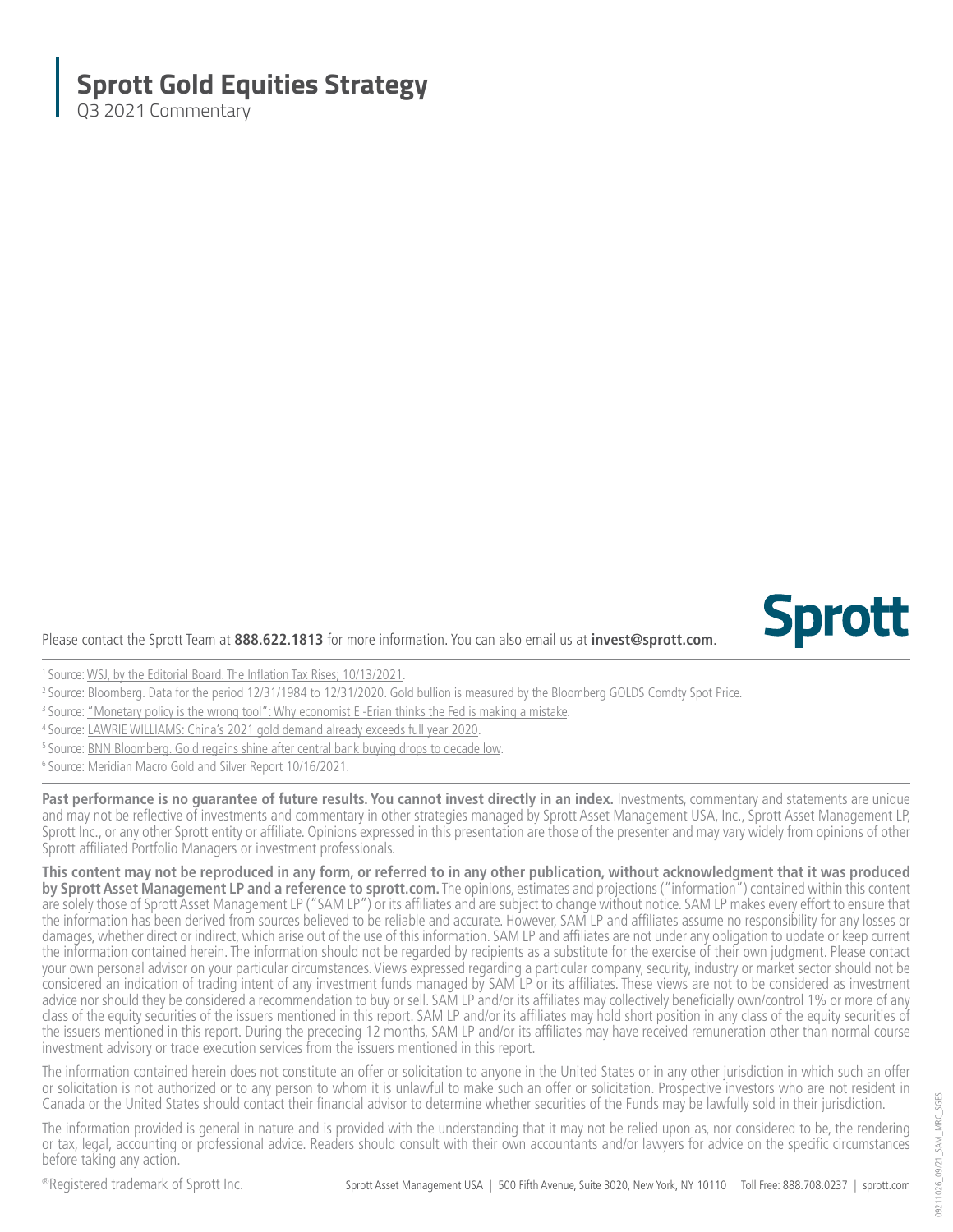# Sprott Gold Equities Strategy

Q3 2021 Commentary

Please contact the Sprott Team at **888.622.1813** for more information. You can also email us at **invest@sprott.com**.

Sprott

[1] Source: WSJ, by the Editorial Board. The Inflation Tax Rises; 10/13/2021.

[2] Source: Bloomberg. Data for the period 12/31/1984 to 12/31/2020. Gold bullion is measured by the Bloomberg GOLDS Comdty Spot Price.

[3] Source: "Monetary policy is the wrong tool": Why economist El-Erian thinks the Fed is making a mistake.

[4] Source: LAWRIE WILLIAMS: China's 2021 gold demand already exceeds full year 2020.

[5] Source: BNN Bloomberg. Gold regains shine after central bank buying drops to decade low.

[6] Source: Meridian Macro Gold and Silver Report 10/16/2021.

**Past performance is no guarantee of future results. You cannot invest directly in an index.** Investments, commentary and statements are unique and may not be reflective of investments and commentary in other strategies managed by Sprott Asset Management USA, Inc., Sprott Asset Management LP, Sprott Inc., or any other Sprott entity or affiliate. Opinions expressed in this presentation are those of the presenter and may vary widely from opinions of other Sprott affiliated Portfolio Managers or investment professionals.

**This content may not be reproduced in any form, or referred to in any other publication, without acknowledgment that it was produced by Sprott Asset Management LP and a reference to sprott.com.** The opinions, estimates and projections ("information") contained within this content are solely those of Sprott Asset Management LP ("SAM LP") or its affiliates and are subject to change without notice. SAM LP makes every effort to ensure that the information has been derived from sources believed to be reliable and accurate. However, SAM LP and affiliates assume no responsibility for any losses or damages, whether direct or indirect, which arise out of the use of this information. SAM LP and affiliates are not under any obligation to update or keep current the information contained herein. The information should not be regarded by recipients as a substitute for the exercise of their own judgment. Please contact your own personal advisor on your particular circumstances. Views expressed regarding a particular company, security, industry or market sector should not be considered an indication of trading intent of any investment funds managed by SAM LP or its affiliates. These views are not to be considered as investment advice nor should they be considered a recommendation to buy or sell. SAM LP and/or its affiliates may collectively beneficially own/control 1% or more of any class of the equity securities of the issuers mentioned in this report. SAM LP and/or its affiliates may hold short position in any class of the equity securities of the issuers mentioned in this report. During the preceding 12 months, SAM LP and/or its affiliates may have received remuneration other than normal course investment advisory or trade execution services from the issuers mentioned in this report.

The information contained herein does not constitute an offer or solicitation to anyone in the United States or in any other jurisdiction in which such an offer or solicitation is not authorized or to any person to whom it is unlawful to make such an offer or solicitation. Prospective investors who are not resident in Canada or the United States should contact their financial advisor to determine whether securities of the Funds may be lawfully sold in their jurisdiction.

The information provided is general in nature and is provided with the understanding that it may not be relied upon as, nor considered to be, the rendering or tax, legal, accounting or professional advice. Readers should consult with their own accountants and/or lawyers for advice on the specific circumstances before taking any action.

®Registered trademark of Sprott Inc.

Sprott Asset Management USA | 500 Fifth Avenue, Suite 3020, New York, NY 10110 | Toll Free: 888.708.0237 | sprott.com

09211026_09/21_SAM_MRC_SGES